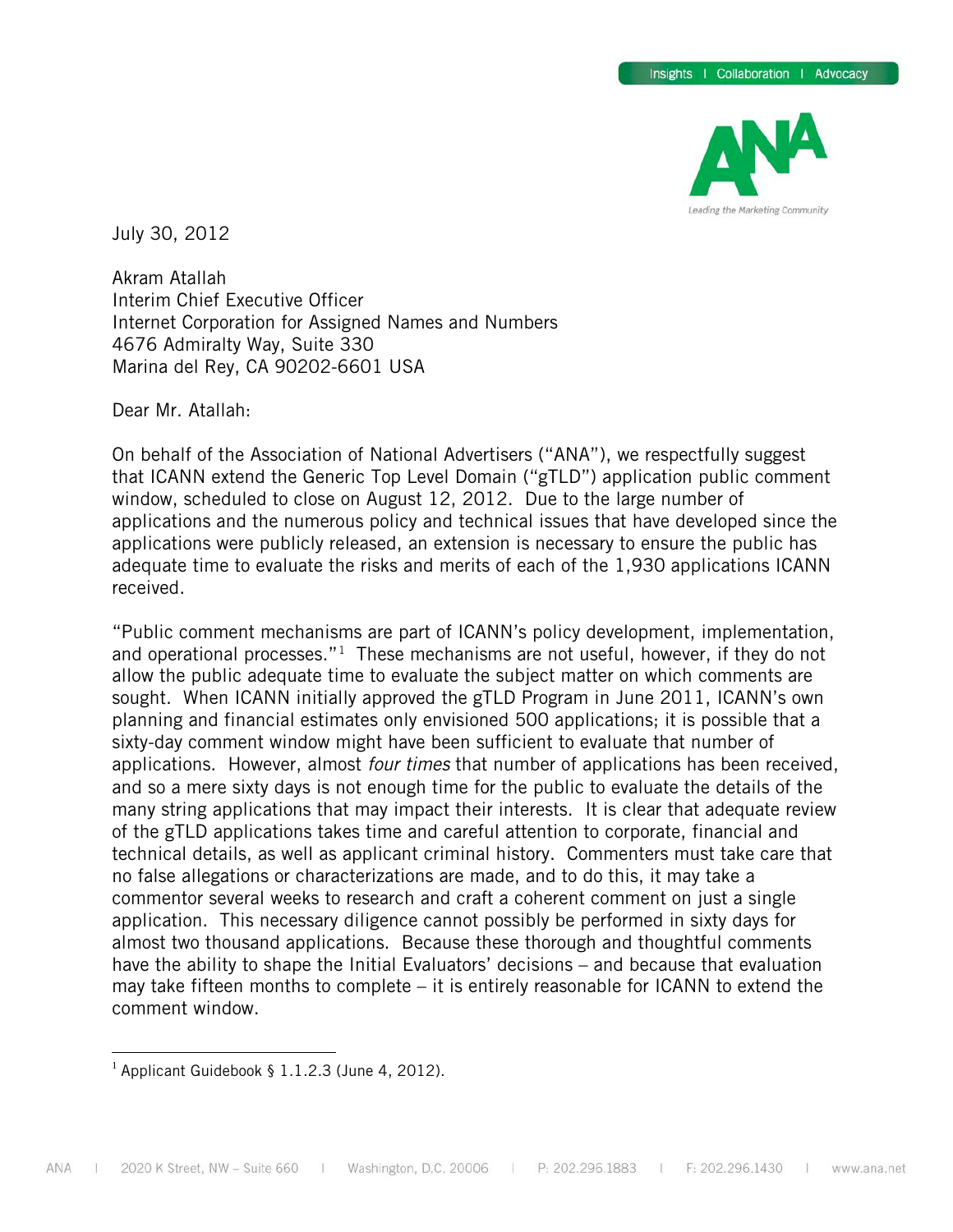July 30, 2012

Akram Atallah
Interim Chief Executive Officer
Internet Corporation for Assigned Names and Numbers
4676 Admiralty Way, Suite 330
Marina del Rey, CA 90202-6601 USA

Dear Mr. Atallah:

On behalf of the Association of National Advertisers ("ANA"), we respectfully suggest that ICANN extend the Generic Top Level Domain ("gTLD") application public comment window, scheduled to close on August 12, 2012. Due to the large number of applications and the numerous policy and technical issues that have developed since the applications were publicly released, an extension is necessary to ensure the public has adequate time to evaluate the risks and merits of each of the 1,930 applications ICANN received.

"Public comment mechanisms are part of ICANN's policy development, implementation, and operational processes."[1] These mechanisms are not useful, however, if they do not allow the public adequate time to evaluate the subject matter on which comments are sought. When ICANN initially approved the gTLD Program in June 2011, ICANN's own planning and financial estimates only envisioned 500 applications; it is possible that a sixty-day comment window might have been sufficient to evaluate that number of applications. However, almost *four times* that number of applications has been received, and so a mere sixty days is not enough time for the public to evaluate the details of the many string applications that may impact their interests. It is clear that adequate review of the gTLD applications takes time and careful attention to corporate, financial and technical details, as well as applicant criminal history. Commenters must take care that no false allegations or characterizations are made, and to do this, it may take a commentor several weeks to research and craft a coherent comment on just a single application. This necessary diligence cannot possibly be performed in sixty days for almost two thousand applications. Because these thorough and thoughtful comments have the ability to shape the Initial Evaluators' decisions – and because that evaluation may take fifteen months to complete – it is entirely reasonable for ICANN to extend the comment window.

---

[1] Applicant Guidebook § 1.1.2.3 (June 4, 2012).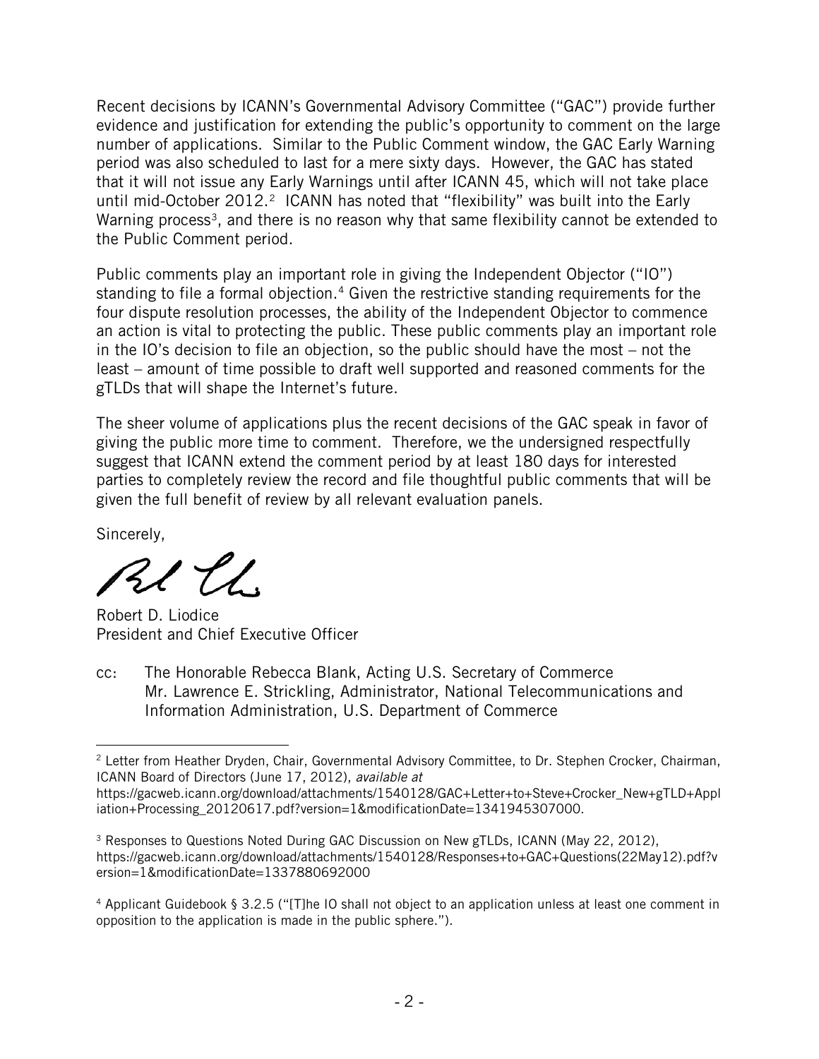Recent decisions by ICANN's Governmental Advisory Committee ("GAC") provide further evidence and justification for extending the public's opportunity to comment on the large number of applications. Similar to the Public Comment window, the GAC Early Warning period was also scheduled to last for a mere sixty days. However, the GAC has stated that it will not issue any Early Warnings until after ICANN 45, which will not take place until mid-October 2012.[2] ICANN has noted that "flexibility" was built into the Early Warning process[3], and there is no reason why that same flexibility cannot be extended to the Public Comment period.

Public comments play an important role in giving the Independent Objector ("IO") standing to file a formal objection.[4] Given the restrictive standing requirements for the four dispute resolution processes, the ability of the Independent Objector to commence an action is vital to protecting the public. These public comments play an important role in the IO's decision to file an objection, so the public should have the most – not the least – amount of time possible to draft well supported and reasoned comments for the gTLDs that will shape the Internet's future.

The sheer volume of applications plus the recent decisions of the GAC speak in favor of giving the public more time to comment. Therefore, we the undersigned respectfully suggest that ICANN extend the comment period by at least 180 days for interested parties to completely review the record and file thoughtful public comments that will be given the full benefit of review by all relevant evaluation panels.

Sincerely,

Robert D. Liodice
President and Chief Executive Officer

cc: The Honorable Rebecca Blank, Acting U.S. Secretary of Commerce
Mr. Lawrence E. Strickling, Administrator, National Telecommunications and Information Administration, U.S. Department of Commerce

---

[2] Letter from Heather Dryden, Chair, Governmental Advisory Committee, to Dr. Stephen Crocker, Chairman, ICANN Board of Directors (June 17, 2012), *available at* https://gacweb.icann.org/download/attachments/1540128/GAC+Letter+to+Steve+Crocker_New+gTLD+Appliation+Processing_20120617.pdf?version=1&modificationDate=1341945307000.

[3] Responses to Questions Noted During GAC Discussion on New gTLDs, ICANN (May 22, 2012), https://gacweb.icann.org/download/attachments/1540128/Responses+to+GAC+Questions(22May12).pdf?version=1&modificationDate=1337880692000

[4] Applicant Guidebook § 3.2.5 ("[T]he IO shall not object to an application unless at least one comment in opposition to the application is made in the public sphere.").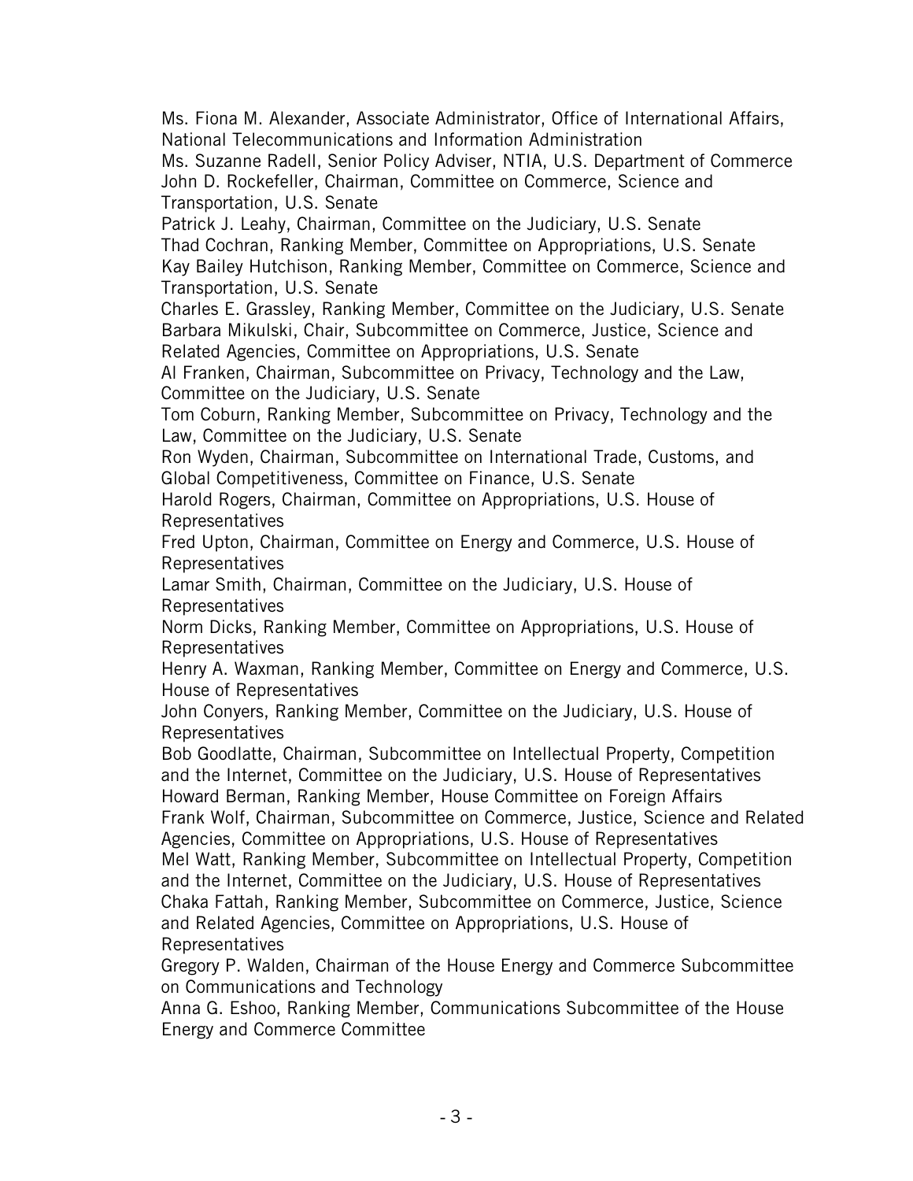Ms. Fiona M. Alexander, Associate Administrator, Office of International Affairs, National Telecommunications and Information Administration
Ms. Suzanne Radell, Senior Policy Adviser, NTIA, U.S. Department of Commerce
John D. Rockefeller, Chairman, Committee on Commerce, Science and Transportation, U.S. Senate
Patrick J. Leahy, Chairman, Committee on the Judiciary, U.S. Senate
Thad Cochran, Ranking Member, Committee on Appropriations, U.S. Senate
Kay Bailey Hutchison, Ranking Member, Committee on Commerce, Science and Transportation, U.S. Senate
Charles E. Grassley, Ranking Member, Committee on the Judiciary, U.S. Senate
Barbara Mikulski, Chair, Subcommittee on Commerce, Justice, Science and Related Agencies, Committee on Appropriations, U.S. Senate
Al Franken, Chairman, Subcommittee on Privacy, Technology and the Law, Committee on the Judiciary, U.S. Senate
Tom Coburn, Ranking Member, Subcommittee on Privacy, Technology and the Law, Committee on the Judiciary, U.S. Senate
Ron Wyden, Chairman, Subcommittee on International Trade, Customs, and Global Competitiveness, Committee on Finance, U.S. Senate
Harold Rogers, Chairman, Committee on Appropriations, U.S. House of Representatives
Fred Upton, Chairman, Committee on Energy and Commerce, U.S. House of Representatives
Lamar Smith, Chairman, Committee on the Judiciary, U.S. House of Representatives
Norm Dicks, Ranking Member, Committee on Appropriations, U.S. House of Representatives
Henry A. Waxman, Ranking Member, Committee on Energy and Commerce, U.S. House of Representatives
John Conyers, Ranking Member, Committee on the Judiciary, U.S. House of Representatives
Bob Goodlatte, Chairman, Subcommittee on Intellectual Property, Competition and the Internet, Committee on the Judiciary, U.S. House of Representatives
Howard Berman, Ranking Member, House Committee on Foreign Affairs
Frank Wolf, Chairman, Subcommittee on Commerce, Justice, Science and Related Agencies, Committee on Appropriations, U.S. House of Representatives
Mel Watt, Ranking Member, Subcommittee on Intellectual Property, Competition and the Internet, Committee on the Judiciary, U.S. House of Representatives
Chaka Fattah, Ranking Member, Subcommittee on Commerce, Justice, Science and Related Agencies, Committee on Appropriations, U.S. House of Representatives
Gregory P. Walden, Chairman of the House Energy and Commerce Subcommittee on Communications and Technology
Anna G. Eshoo, Ranking Member, Communications Subcommittee of the House Energy and Commerce Committee